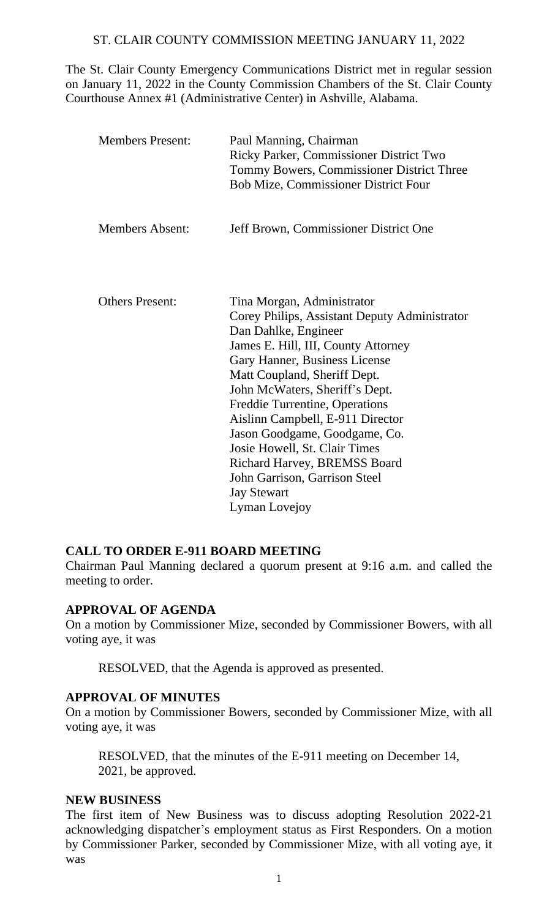# ST. CLAIR COUNTY COMMISSION MEETING JANUARY 11, 2022

The St. Clair County Emergency Communications District met in regular session on January 11, 2022 in the County Commission Chambers of the St. Clair County Courthouse Annex #1 (Administrative Center) in Ashville, Alabama.

| | |
|---|---|
| Members Present: | Paul Manning, Chairman<br>Ricky Parker, Commissioner District Two<br>Tommy Bowers, Commissioner District Three<br>Bob Mize, Commissioner District Four |
| Members Absent: | Jeff Brown, Commissioner District One |
| Others Present: | Tina Morgan, Administrator<br>Corey Philips, Assistant Deputy Administrator<br>Dan Dahlke, Engineer<br>James E. Hill, III, County Attorney<br>Gary Hanner, Business License<br>Matt Coupland, Sheriff Dept.<br>John McWaters, Sheriff's Dept.<br>Freddie Turrentine, Operations<br>Aislinn Campbell, E-911 Director<br>Jason Goodgame, Goodgame, Co.<br>Josie Howell, St. Clair Times<br>Richard Harvey, BREMSS Board<br>John Garrison, Garrison Steel<br>Jay Stewart<br>Lyman Lovejoy |

## CALL TO ORDER E-911 BOARD MEETING

Chairman Paul Manning declared a quorum present at 9:16 a.m. and called the meeting to order.

## APPROVAL OF AGENDA

On a motion by Commissioner Mize, seconded by Commissioner Bowers, with all voting aye, it was

> RESOLVED, that the Agenda is approved as presented.

## APPROVAL OF MINUTES

On a motion by Commissioner Bowers, seconded by Commissioner Mize, with all voting aye, it was

> RESOLVED, that the minutes of the E-911 meeting on December 14, 2021, be approved.

## NEW BUSINESS

The first item of New Business was to discuss adopting Resolution 2022-21 acknowledging dispatcher's employment status as First Responders. On a motion by Commissioner Parker, seconded by Commissioner Mize, with all voting aye, it was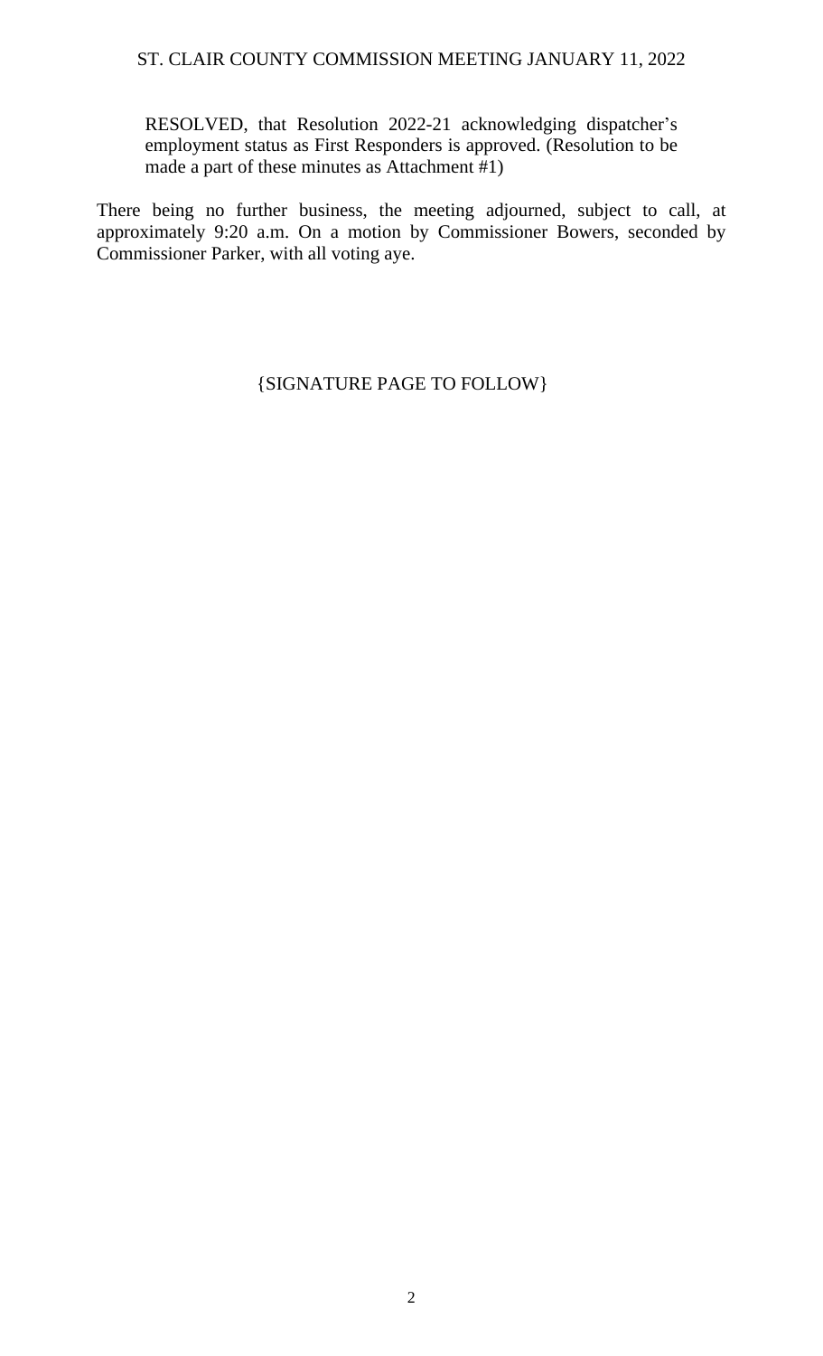RESOLVED, that Resolution 2022-21 acknowledging dispatcher's employment status as First Responders is approved. (Resolution to be made a part of these minutes as Attachment #1)

There being no further business, the meeting adjourned, subject to call, at approximately 9:20 a.m. On a motion by Commissioner Bowers, seconded by Commissioner Parker, with all voting aye.

{SIGNATURE PAGE TO FOLLOW}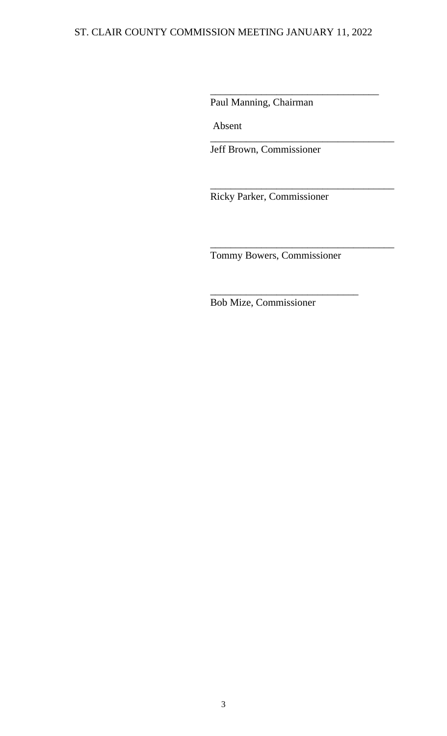\_\_\_\_\_\_\_\_\_\_\_\_\_\_\_\_\_\_\_\_\_\_\_\_\_\_\_\_\_\_\_\_\_
Paul Manning, Chairman

Absent
\_\_\_\_\_\_\_\_\_\_\_\_\_\_\_\_\_\_\_\_\_\_\_\_\_\_\_\_\_\_\_\_\_\_\_\_
Jeff Brown, Commissioner

\_\_\_\_\_\_\_\_\_\_\_\_\_\_\_\_\_\_\_\_\_\_\_\_\_\_\_\_\_\_\_\_\_\_\_\_
Ricky Parker, Commissioner

\_\_\_\_\_\_\_\_\_\_\_\_\_\_\_\_\_\_\_\_\_\_\_\_\_\_\_\_\_\_\_\_\_\_\_\_
Tommy Bowers, Commissioner

\_\_\_\_\_\_\_\_\_\_\_\_\_\_\_\_\_\_\_\_\_\_\_\_\_\_\_\_\_
Bob Mize, Commissioner